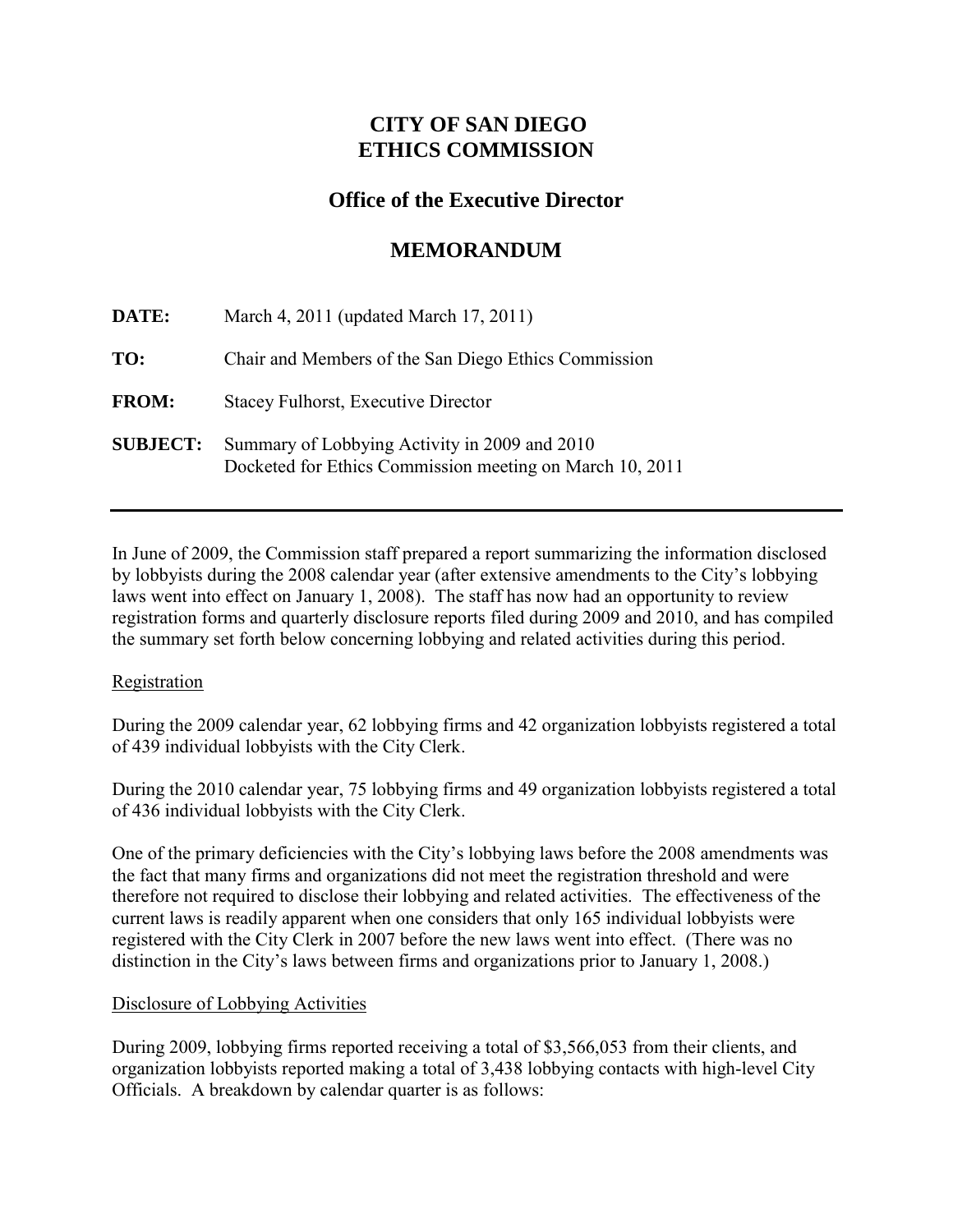# CITY OF SAN DIEGO
# ETHICS COMMISSION

## Office of the Executive Director

## MEMORANDUM

**DATE:** March 4, 2011 (updated March 17, 2011)

**TO:** Chair and Members of the San Diego Ethics Commission

**FROM:** Stacey Fulhorst, Executive Director

**SUBJECT:** Summary of Lobbying Activity in 2009 and 2010
Docketed for Ethics Commission meeting on March 10, 2011

---

In June of 2009, the Commission staff prepared a report summarizing the information disclosed by lobbyists during the 2008 calendar year (after extensive amendments to the City's lobbying laws went into effect on January 1, 2008). The staff has now had an opportunity to review registration forms and quarterly disclosure reports filed during 2009 and 2010, and has compiled the summary set forth below concerning lobbying and related activities during this period.

Registration

During the 2009 calendar year, 62 lobbying firms and 42 organization lobbyists registered a total of 439 individual lobbyists with the City Clerk.

During the 2010 calendar year, 75 lobbying firms and 49 organization lobbyists registered a total of 436 individual lobbyists with the City Clerk.

One of the primary deficiencies with the City's lobbying laws before the 2008 amendments was the fact that many firms and organizations did not meet the registration threshold and were therefore not required to disclose their lobbying and related activities. The effectiveness of the current laws is readily apparent when one considers that only 165 individual lobbyists were registered with the City Clerk in 2007 before the new laws went into effect. (There was no distinction in the City's laws between firms and organizations prior to January 1, 2008.)

Disclosure of Lobbying Activities

During 2009, lobbying firms reported receiving a total of $3,566,053 from their clients, and organization lobbyists reported making a total of 3,438 lobbying contacts with high-level City Officials. A breakdown by calendar quarter is as follows: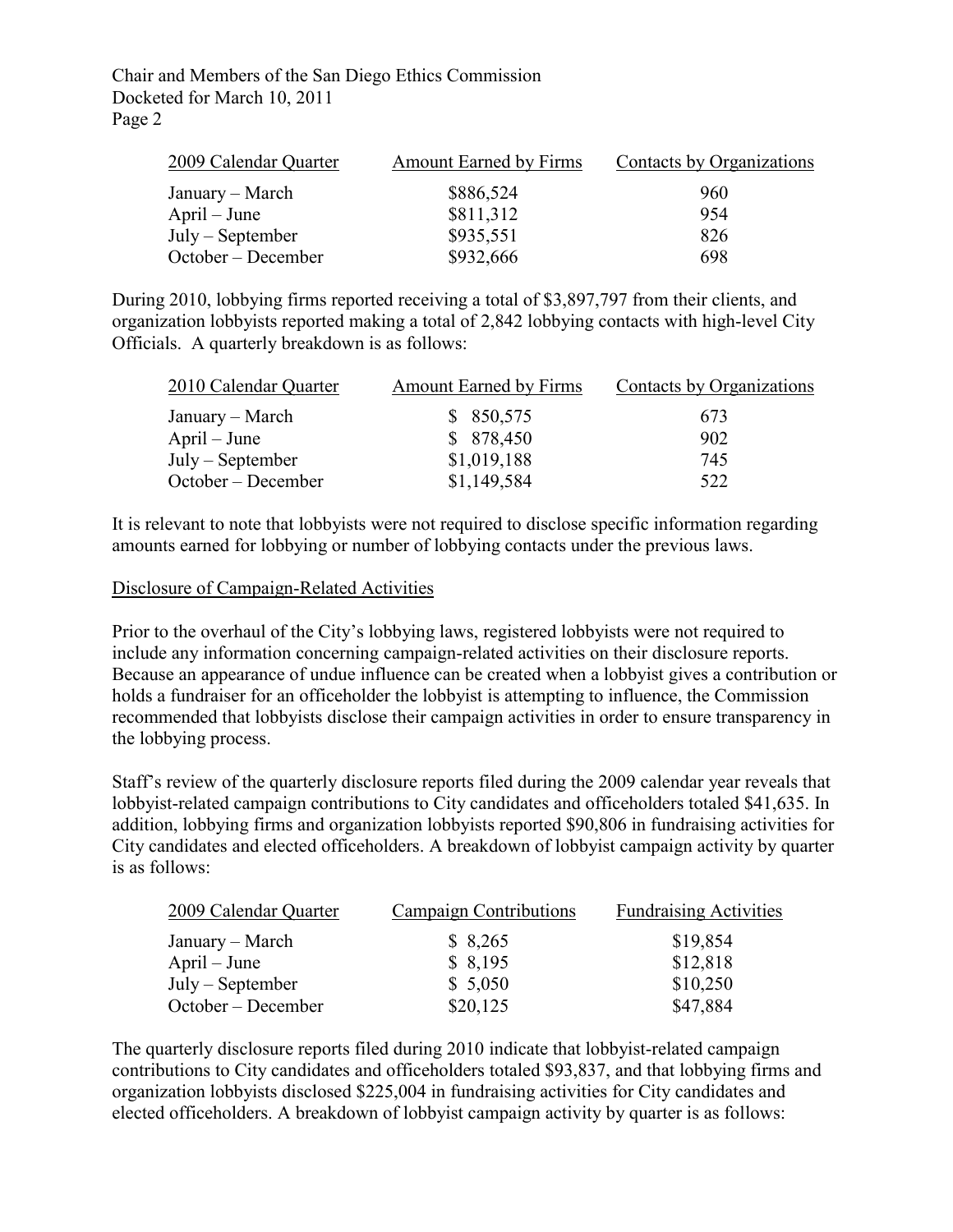| 2009 Calendar Quarter | Amount Earned by Firms | Contacts by Organizations |
|---|---|---|
| January – March | $886,524 | 960 |
| April – June | $811,312 | 954 |
| July – September | $935,551 | 826 |
| October – December | $932,666 | 698 |

During 2010, lobbying firms reported receiving a total of $3,897,797 from their clients, and organization lobbyists reported making a total of 2,842 lobbying contacts with high-level City Officials. A quarterly breakdown is as follows:

| 2010 Calendar Quarter | Amount Earned by Firms | Contacts by Organizations |
|---|---|---|
| January – March | $ 850,575 | 673 |
| April – June | $ 878,450 | 902 |
| July – September | $1,019,188 | 745 |
| October – December | $1,149,584 | 522 |

It is relevant to note that lobbyists were not required to disclose specific information regarding amounts earned for lobbying or number of lobbying contacts under the previous laws.

Disclosure of Campaign-Related Activities

Prior to the overhaul of the City's lobbying laws, registered lobbyists were not required to include any information concerning campaign-related activities on their disclosure reports. Because an appearance of undue influence can be created when a lobbyist gives a contribution or holds a fundraiser for an officeholder the lobbyist is attempting to influence, the Commission recommended that lobbyists disclose their campaign activities in order to ensure transparency in the lobbying process.

Staff's review of the quarterly disclosure reports filed during the 2009 calendar year reveals that lobbyist-related campaign contributions to City candidates and officeholders totaled $41,635. In addition, lobbying firms and organization lobbyists reported $90,806 in fundraising activities for City candidates and elected officeholders. A breakdown of lobbyist campaign activity by quarter is as follows:

| 2009 Calendar Quarter | Campaign Contributions | Fundraising Activities |
|---|---|---|
| January – March | $ 8,265 | $19,854 |
| April – June | $ 8,195 | $12,818 |
| July – September | $ 5,050 | $10,250 |
| October – December | $20,125 | $47,884 |

The quarterly disclosure reports filed during 2010 indicate that lobbyist-related campaign contributions to City candidates and officeholders totaled $93,837, and that lobbying firms and organization lobbyists disclosed $225,004 in fundraising activities for City candidates and elected officeholders. A breakdown of lobbyist campaign activity by quarter is as follows: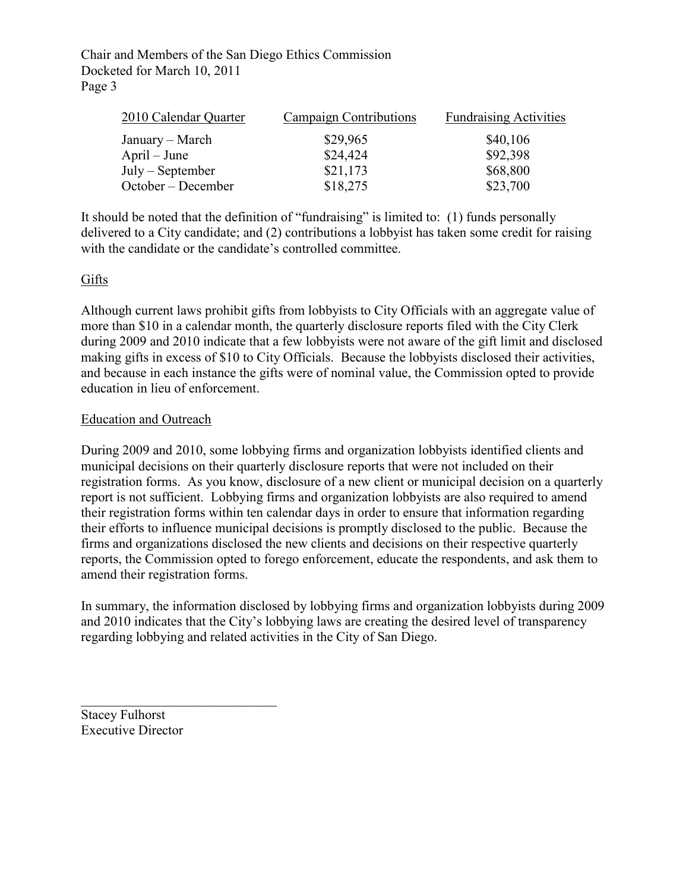| 2010 Calendar Quarter | Campaign Contributions | Fundraising Activities |
|---|---|---|
| January – March | $29,965 | $40,106 |
| April – June | $24,424 | $92,398 |
| July – September | $21,173 | $68,800 |
| October – December | $18,275 | $23,700 |

It should be noted that the definition of "fundraising" is limited to: (1) funds personally delivered to a City candidate; and (2) contributions a lobbyist has taken some credit for raising with the candidate or the candidate's controlled committee.

## Gifts

Although current laws prohibit gifts from lobbyists to City Officials with an aggregate value of more than $10 in a calendar month, the quarterly disclosure reports filed with the City Clerk during 2009 and 2010 indicate that a few lobbyists were not aware of the gift limit and disclosed making gifts in excess of $10 to City Officials. Because the lobbyists disclosed their activities, and because in each instance the gifts were of nominal value, the Commission opted to provide education in lieu of enforcement.

## Education and Outreach

During 2009 and 2010, some lobbying firms and organization lobbyists identified clients and municipal decisions on their quarterly disclosure reports that were not included on their registration forms. As you know, disclosure of a new client or municipal decision on a quarterly report is not sufficient. Lobbying firms and organization lobbyists are also required to amend their registration forms within ten calendar days in order to ensure that information regarding their efforts to influence municipal decisions is promptly disclosed to the public. Because the firms and organizations disclosed the new clients and decisions on their respective quarterly reports, the Commission opted to forego enforcement, educate the respondents, and ask them to amend their registration forms.

In summary, the information disclosed by lobbying firms and organization lobbyists during 2009 and 2010 indicates that the City's lobbying laws are creating the desired level of transparency regarding lobbying and related activities in the City of San Diego.

\_\_\_\_\_\_\_\_\_\_\_\_\_\_\_\_\_\_\_\_\_\_\_\_\_\_\_\_\_\_

Stacey Fulhorst
Executive Director